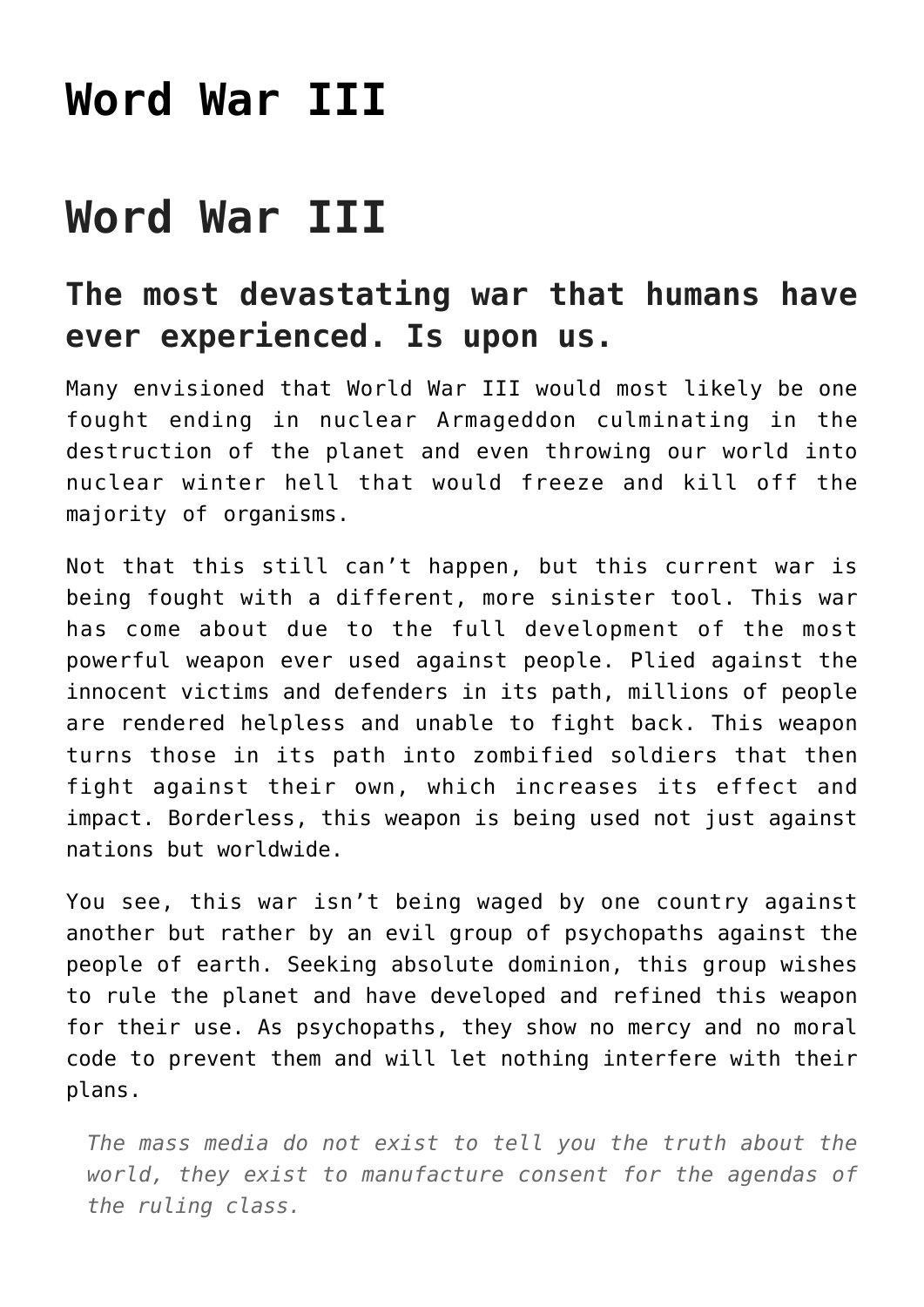# Word War III

# Word War III

## The most devastating war that humans have ever experienced. Is upon us.

Many envisioned that World War III would most likely be one fought ending in nuclear Armageddon culminating in the destruction of the planet and even throwing our world into nuclear winter hell that would freeze and kill off the majority of organisms.

Not that this still can't happen, but this current war is being fought with a different, more sinister tool. This war has come about due to the full development of the most powerful weapon ever used against people. Plied against the innocent victims and defenders in its path, millions of people are rendered helpless and unable to fight back. This weapon turns those in its path into zombified soldiers that then fight against their own, which increases its effect and impact. Borderless, this weapon is being used not just against nations but worldwide.

You see, this war isn't being waged by one country against another but rather by an evil group of psychopaths against the people of earth. Seeking absolute dominion, this group wishes to rule the planet and have developed and refined this weapon for their use. As psychopaths, they show no mercy and no moral code to prevent them and will let nothing interfere with their plans.

> *The mass media do not exist to tell you the truth about the world, they exist to manufacture consent for the agendas of the ruling class.*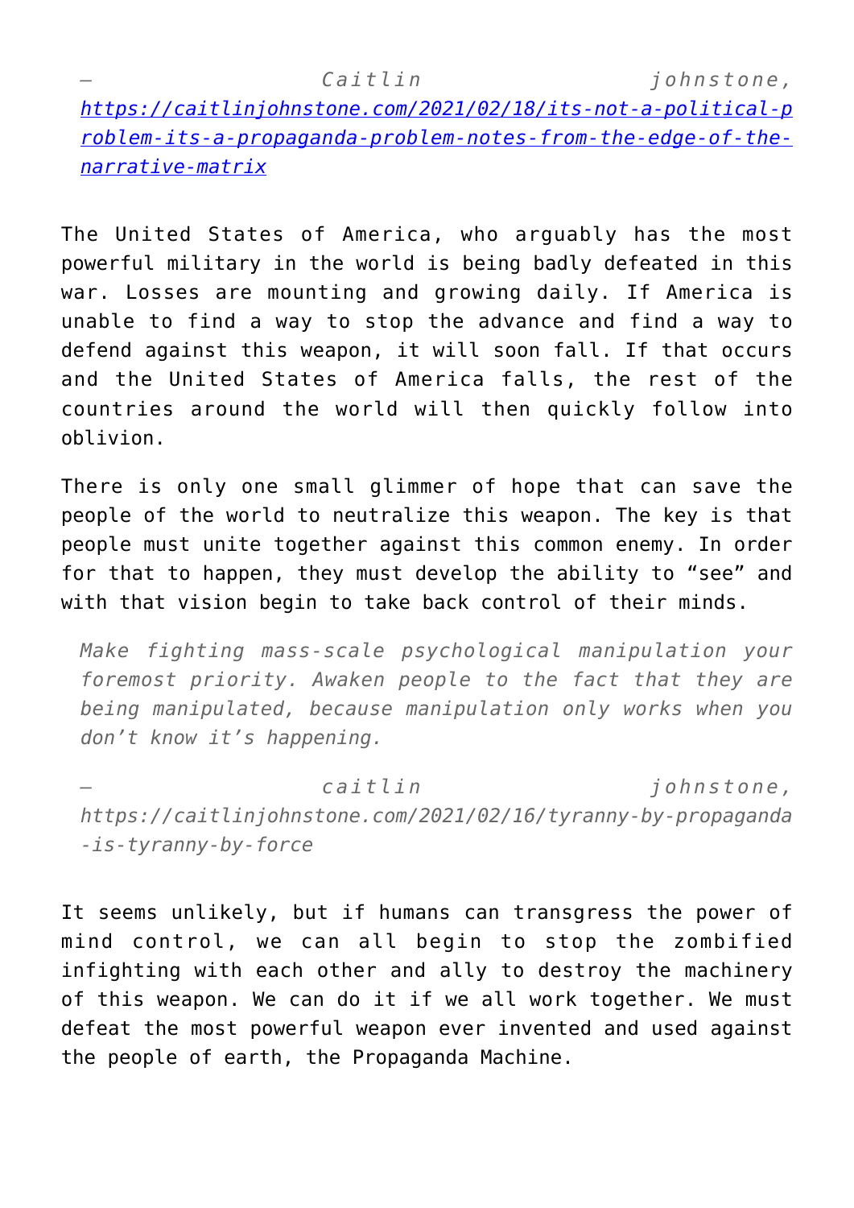> — *Caitlin johnstone, [https://caitlinjohnstone.com/2021/02/18/its-not-a-political-problem-its-a-propaganda-problem-notes-from-the-edge-of-the-narrative-matrix](https://caitlinjohnstone.com/2021/02/18/its-not-a-political-problem-its-a-propaganda-problem-notes-from-the-edge-of-the-narrative-matrix)*

The United States of America, who arguably has the most powerful military in the world is being badly defeated in this war. Losses are mounting and growing daily. If America is unable to find a way to stop the advance and find a way to defend against this weapon, it will soon fall. If that occurs and the United States of America falls, the rest of the countries around the world will then quickly follow into oblivion.

There is only one small glimmer of hope that can save the people of the world to neutralize this weapon. The key is that people must unite together against this common enemy. In order for that to happen, they must develop the ability to "see" and with that vision begin to take back control of their minds.

> *Make fighting mass-scale psychological manipulation your foremost priority. Awaken people to the fact that they are being manipulated, because manipulation only works when you don't know it's happening.*
>
> — *caitlin johnstone, https://caitlinjohnstone.com/2021/02/16/tyranny-by-propaganda-is-tyranny-by-force*

It seems unlikely, but if humans can transgress the power of mind control, we can all begin to stop the zombified infighting with each other and ally to destroy the machinery of this weapon. We can do it if we all work together. We must defeat the most powerful weapon ever invented and used against the people of earth, the Propaganda Machine.